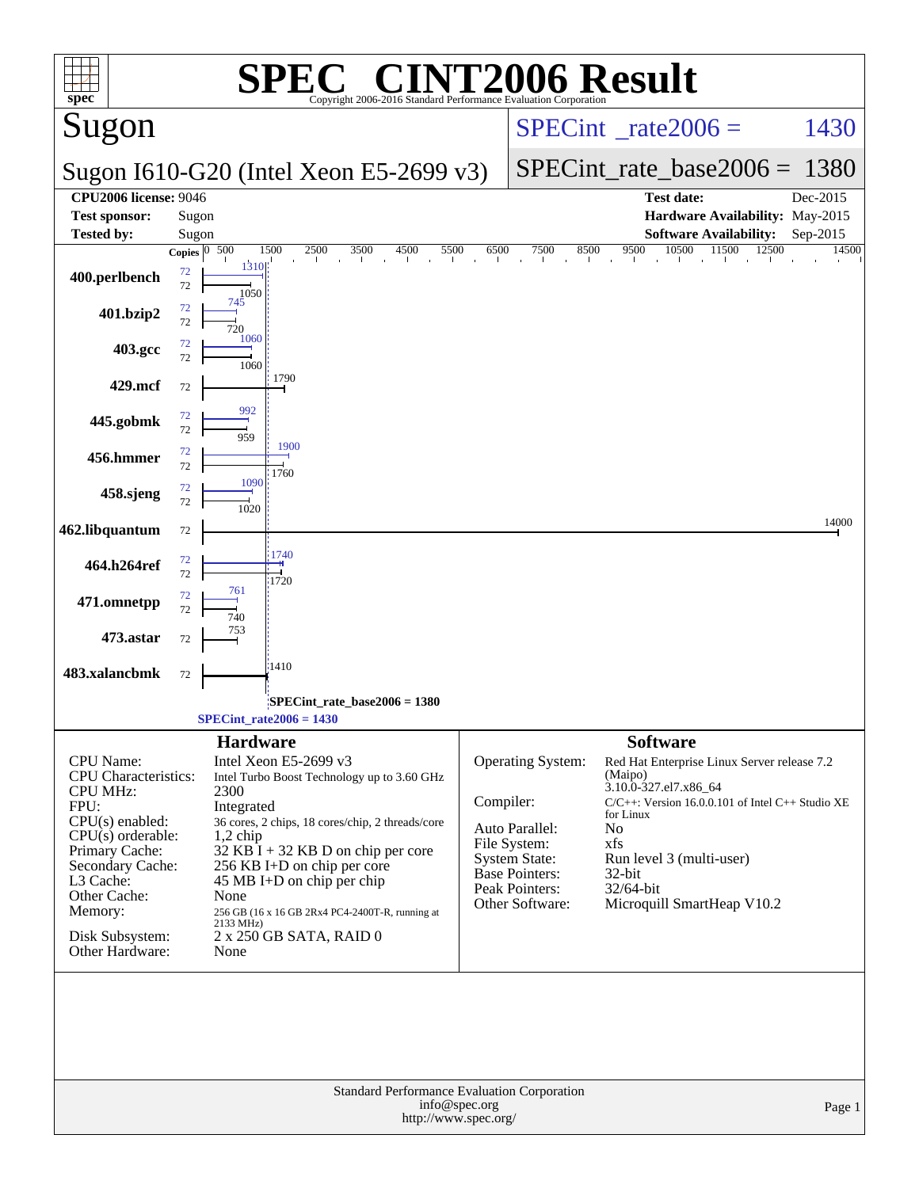# SPEC CINT2006 Result

Copyright 2006-2016 Standard Performance Evaluation Corporation

## Sugon

**Sugon I610-G20 (Intel Xeon E5-2699 v3)**

SPECint_rate2006 = 1430

SPECint_rate_base2006 = 1380

| | | | |
|---|---|---|---|
| **CPU2006 license:** 9046 | | **Test date:** | Dec-2015 |
| **Test sponsor:** | Sugon | **Hardware Availability:** | May-2015 |
| **Tested by:** | Sugon | **Software Availability:** | Sep-2015 |

| Benchmark | Copies (peak) | Copies (base) | Peak | Base |
|---|---|---|---|---|
| 400.perlbench | 72 | 72 | 1310 | 1050 |
| 401.bzip2 | 72 | 72 | 745 | 720 |
| 403.gcc | 72 | 72 | 1060 | 1060 |
| 429.mcf | | 72 | | 1790 |
| 445.gobmk | 72 | 72 | 992 | 959 |
| 456.hmmer | 72 | 72 | 1900 | 1760 |
| 458.sjeng | 72 | 72 | 1090 | 1020 |
| 462.libquantum | | 72 | | 14000 |
| 464.h264ref | 72 | 72 | 1740 | 1720 |
| 471.omnetpp | 72 | 72 | 761 | 740 |
| 473.astar | | 72 | | 753 |
| 483.xalancbmk | | 72 | | 1410 |

SPECint_rate_base2006 = 1380

SPECint_rate2006 = 1430

## Hardware

| | |
|---|---|
| CPU Name: | Intel Xeon E5-2699 v3 |
| CPU Characteristics: | Intel Turbo Boost Technology up to 3.60 GHz |
| CPU MHz: | 2300 |
| FPU: | Integrated |
| CPU(s) enabled: | 36 cores, 2 chips, 18 cores/chip, 2 threads/core |
| CPU(s) orderable: | 1,2 chip |
| Primary Cache: | 32 KB I + 32 KB D on chip per core |
| Secondary Cache: | 256 KB I+D on chip per core |
| L3 Cache: | 45 MB I+D on chip per chip |
| Other Cache: | None |
| Memory: | 256 GB (16 x 16 GB 2Rx4 PC4-2400T-R, running at 2133 MHz) |
| Disk Subsystem: | 2 x 250 GB SATA, RAID 0 |
| Other Hardware: | None |

## Software

| | |
|---|---|
| Operating System: | Red Hat Enterprise Linux Server release 7.2 (Maipo) 3.10.0-327.el7.x86_64 |
| Compiler: | C/C++: Version 16.0.0.101 of Intel C++ Studio XE for Linux |
| Auto Parallel: | No |
| File System: | xfs |
| System State: | Run level 3 (multi-user) |
| Base Pointers: | 32-bit |
| Peak Pointers: | 32/64-bit |
| Other Software: | Microquill SmartHeap V10.2 |

Standard Performance Evaluation Corporation
info@spec.org
http://www.spec.org/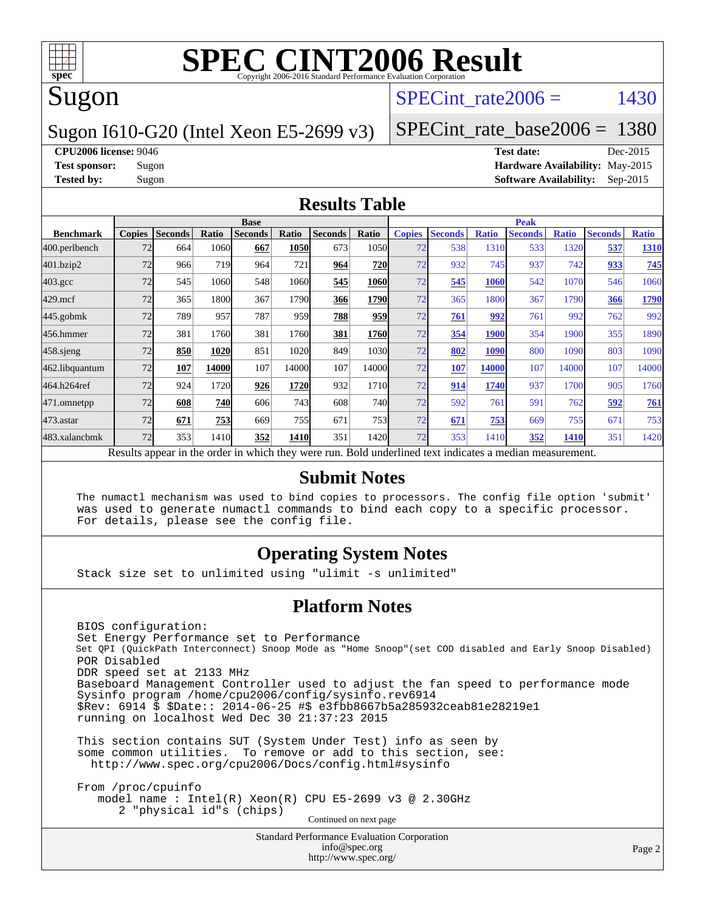# SPEC CINT2006 Result

Copyright 2006-2016 Standard Performance Evaluation Corporation

## Sugon

Sugon I610-G20 (Intel Xeon E5-2699 v3)

SPECint_rate2006 = 1430

SPECint_rate_base2006 = 1380

**CPU2006 license:** 9046
**Test sponsor:** Sugon
**Tested by:** Sugon

**Test date:** Dec-2015
**Hardware Availability:** May-2015
**Software Availability:** Sep-2015

### Results Table

| | Base | | | | | | | Peak | | | | | | |
|---|---|---|---|---|---|---|---|---|---|---|---|---|---|---|
| **Benchmark** | **Copies** | **Seconds** | **Ratio** | **Seconds** | **Ratio** | **Seconds** | **Ratio** | **Copies** | **Seconds** | **Ratio** | **Seconds** | **Ratio** | **Seconds** | **Ratio** |
| 400.perlbench | 72 | 664 | 1060 | **667** | **1050** | 673 | 1050 | 72 | 538 | 1310 | 533 | 1320 | **537** | **1310** |
| 401.bzip2 | 72 | 966 | 719 | 964 | 721 | **964** | **720** | 72 | 932 | 745 | 937 | 742 | **933** | **745** |
| 403.gcc | 72 | 545 | 1060 | 548 | 1060 | **545** | **1060** | 72 | **545** | **1060** | 542 | 1070 | 546 | 1060 |
| 429.mcf | 72 | 365 | 1800 | 367 | 1790 | **366** | **1790** | 72 | 365 | 1800 | 367 | 1790 | **366** | **1790** |
| 445.gobmk | 72 | 789 | 957 | 787 | 959 | **788** | **959** | 72 | **761** | **992** | 761 | 992 | 762 | 992 |
| 456.hmmer | 72 | 381 | 1760 | 381 | 1760 | **381** | **1760** | 72 | **354** | **1900** | 354 | 1900 | 355 | 1890 |
| 458.sjeng | 72 | **850** | **1020** | 851 | 1020 | 849 | 1030 | 72 | **802** | **1090** | 800 | 1090 | 803 | 1090 |
| 462.libquantum | 72 | **107** | **14000** | 107 | 14000 | 107 | 14000 | 72 | **107** | **14000** | 107 | 14000 | 107 | 14000 |
| 464.h264ref | 72 | 924 | 1720 | **926** | **1720** | 932 | 1710 | 72 | **914** | **1740** | 937 | 1700 | 905 | 1760 |
| 471.omnetpp | 72 | **608** | **740** | 606 | 743 | 608 | 740 | 72 | 592 | 761 | 591 | 762 | **592** | **761** |
| 473.astar | 72 | **671** | **753** | 669 | 755 | 671 | 753 | 72 | **671** | **753** | 669 | 755 | 671 | 753 |
| 483.xalancbmk | 72 | 353 | 1410 | **352** | **1410** | 351 | 1420 | 72 | 353 | 1410 | **352** | **1410** | 351 | 1420 |

Results appear in the order in which they were run. Bold underlined text indicates a median measurement.

### Submit Notes

```
The numactl mechanism was used to bind copies to processors. The config file option 'submit'
was used to generate numactl commands to bind each copy to a specific processor.
For details, please see the config file.
```

### Operating System Notes

```
Stack size set to unlimited using "ulimit -s unlimited"
```

### Platform Notes

```
BIOS configuration:
Set Energy Performance set to Performance
Set QPI (QuickPath Interconnect) Snoop Mode as "Home Snoop"(set COD disabled and Early Snoop Disabled)
POR Disabled
DDR speed set at 2133 MHz
Baseboard Management Controller used to adjust the fan speed to performance mode
Sysinfo program /home/cpu2006/config/sysinfo.rev6914
$Rev: 6914 $ $Date:: 2014-06-25 #$ e3fbb8667b5a285932ceab81e28219e1
running on localhost Wed Dec 30 21:37:23 2015

This section contains SUT (System Under Test) info as seen by
some common utilities.  To remove or add to this section, see:
  http://www.spec.org/cpu2006/Docs/config.html#sysinfo

From /proc/cpuinfo
   model name : Intel(R) Xeon(R) CPU E5-2699 v3 @ 2.30GHz
      2 "physical id"s (chips)
```

Continued on next page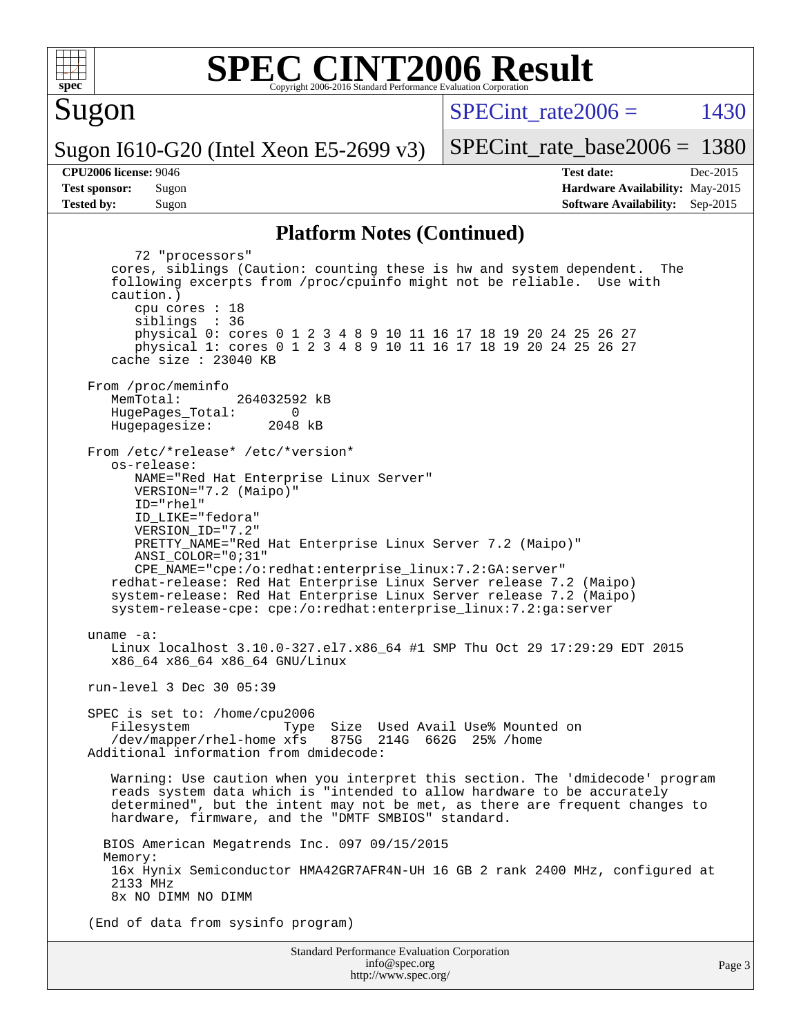## Platform Notes (Continued)

```
        72 "processors"
    cores, siblings (Caution: counting these is hw and system dependent.  The
    following excerpts from /proc/cpuinfo might not be reliable.  Use with
    caution.)
        cpu cores : 18
        siblings  : 36
        physical 0: cores 0 1 2 3 4 8 9 10 11 16 17 18 19 20 24 25 26 27
        physical 1: cores 0 1 2 3 4 8 9 10 11 16 17 18 19 20 24 25 26 27
    cache size : 23040 KB

 From /proc/meminfo
    MemTotal:        264032592 kB
    HugePages_Total:       0
    Hugepagesize:       2048 kB

 From /etc/*release* /etc/*version*
    os-release:
        NAME="Red Hat Enterprise Linux Server"
        VERSION="7.2 (Maipo)"
        ID="rhel"
        ID_LIKE="fedora"
        VERSION_ID="7.2"
        PRETTY_NAME="Red Hat Enterprise Linux Server 7.2 (Maipo)"
        ANSI_COLOR="0;31"
        CPE_NAME="cpe:/o:redhat:enterprise_linux:7.2:GA:server"
    redhat-release: Red Hat Enterprise Linux Server release 7.2 (Maipo)
    system-release: Red Hat Enterprise Linux Server release 7.2 (Maipo)
    system-release-cpe: cpe:/o:redhat:enterprise_linux:7.2:ga:server

 uname -a:
    Linux localhost 3.10.0-327.el7.x86_64 #1 SMP Thu Oct 29 17:29:29 EDT 2015
    x86_64 x86_64 x86_64 GNU/Linux

 run-level 3 Dec 30 05:39

 SPEC is set to: /home/cpu2006
    Filesystem              Type  Size  Used Avail Use% Mounted on
    /dev/mapper/rhel-home xfs   875G  214G  662G  25% /home
 Additional information from dmidecode:

    Warning: Use caution when you interpret this section. The 'dmidecode' program
    reads system data which is "intended to allow hardware to be accurately
    determined", but the intent may not be met, as there are frequent changes to
    hardware, firmware, and the "DMTF SMBIOS" standard.

   BIOS American Megatrends Inc. 097 09/15/2015
   Memory:
    16x Hynix Semiconductor HMA42GR7AFR4N-UH 16 GB 2 rank 2400 MHz, configured at
    2133 MHz
    8x NO DIMM NO DIMM

 (End of data from sysinfo program)
```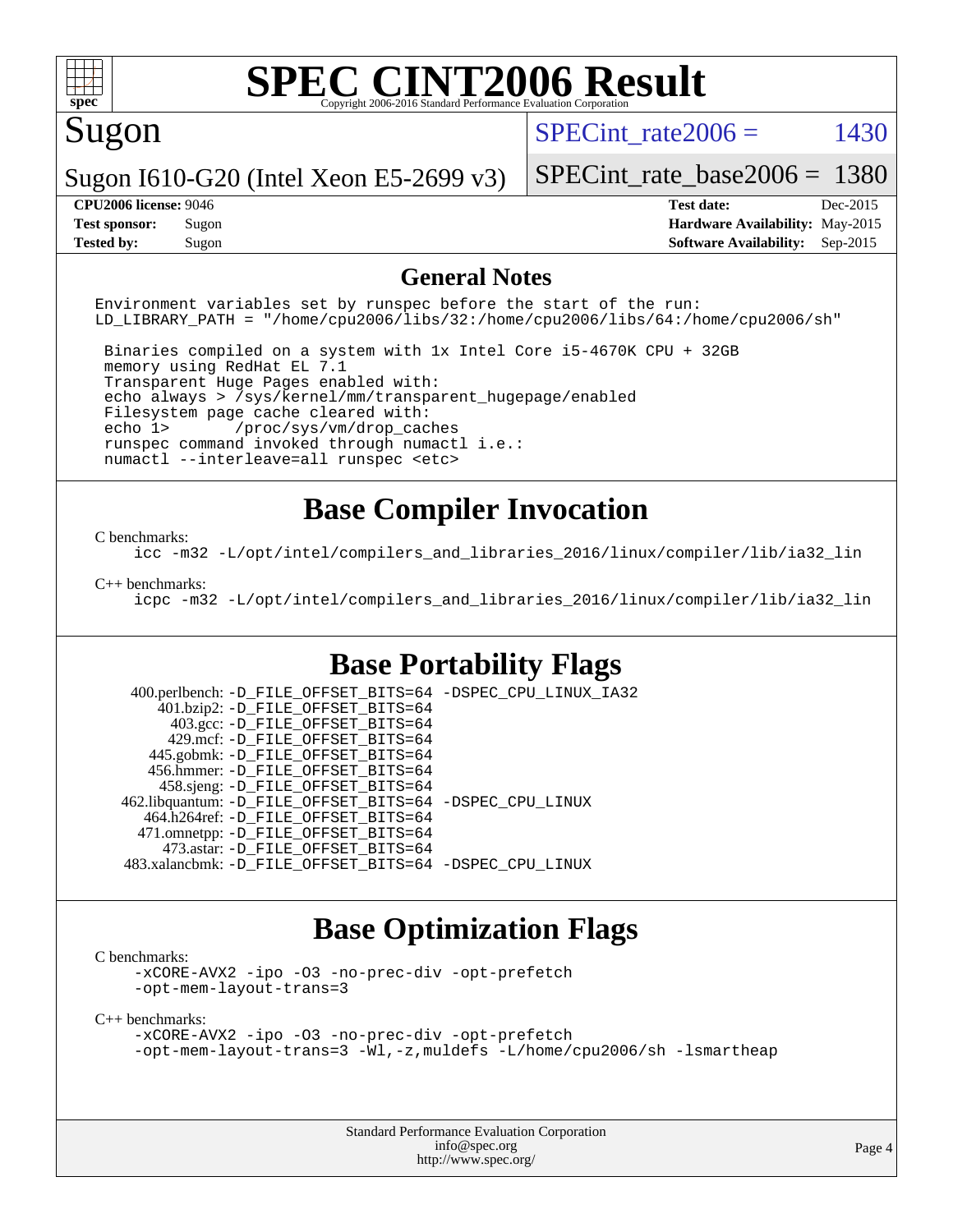# SPEC CINT2006 Result

Copyright 2006-2016 Standard Performance Evaluation Corporation

## Sugon

Sugon I610-G20 (Intel Xeon E5-2699 v3)

SPECint_rate2006 = 1430

SPECint_rate_base2006 = 1380

| | | | |
|---|---|---|---|
| **CPU2006 license:** | 9046 | **Test date:** | Dec-2015 |
| **Test sponsor:** | Sugon | **Hardware Availability:** | May-2015 |
| **Tested by:** | Sugon | **Software Availability:** | Sep-2015 |

## General Notes

```
Environment variables set by runspec before the start of the run:
LD_LIBRARY_PATH = "/home/cpu2006/libs/32:/home/cpu2006/libs/64:/home/cpu2006/sh"

 Binaries compiled on a system with 1x Intel Core i5-4670K CPU + 32GB
 memory using RedHat EL 7.1
 Transparent Huge Pages enabled with:
 echo always > /sys/kernel/mm/transparent_hugepage/enabled
 Filesystem page cache cleared with:
 echo 1>       /proc/sys/vm/drop_caches
 runspec command invoked through numactl i.e.:
 numactl --interleave=all runspec <etc>
```

## Base Compiler Invocation

C benchmarks:

```
icc -m32 -L/opt/intel/compilers_and_libraries_2016/linux/compiler/lib/ia32_lin
```

C++ benchmarks:

```
icpc -m32 -L/opt/intel/compilers_and_libraries_2016/linux/compiler/lib/ia32_lin
```

## Base Portability Flags

```
   400.perlbench: -D_FILE_OFFSET_BITS=64 -DSPEC_CPU_LINUX_IA32
       401.bzip2: -D_FILE_OFFSET_BITS=64
         403.gcc: -D_FILE_OFFSET_BITS=64
         429.mcf: -D_FILE_OFFSET_BITS=64
       445.gobmk: -D_FILE_OFFSET_BITS=64
      456.hmmer: -D_FILE_OFFSET_BITS=64
       458.sjeng: -D_FILE_OFFSET_BITS=64
  462.libquantum: -D_FILE_OFFSET_BITS=64 -DSPEC_CPU_LINUX
     464.h264ref: -D_FILE_OFFSET_BITS=64
     471.omnetpp: -D_FILE_OFFSET_BITS=64
       473.astar: -D_FILE_OFFSET_BITS=64
   483.xalancbmk: -D_FILE_OFFSET_BITS=64 -DSPEC_CPU_LINUX
```

## Base Optimization Flags

C benchmarks:

```
-xCORE-AVX2 -ipo -O3 -no-prec-div -opt-prefetch
-opt-mem-layout-trans=3
```

C++ benchmarks:

```
-xCORE-AVX2 -ipo -O3 -no-prec-div -opt-prefetch
-opt-mem-layout-trans=3 -Wl,-z,muldefs -L/home/cpu2006/sh -lsmartheap
```

Standard Performance Evaluation Corporation
info@spec.org
http://www.spec.org/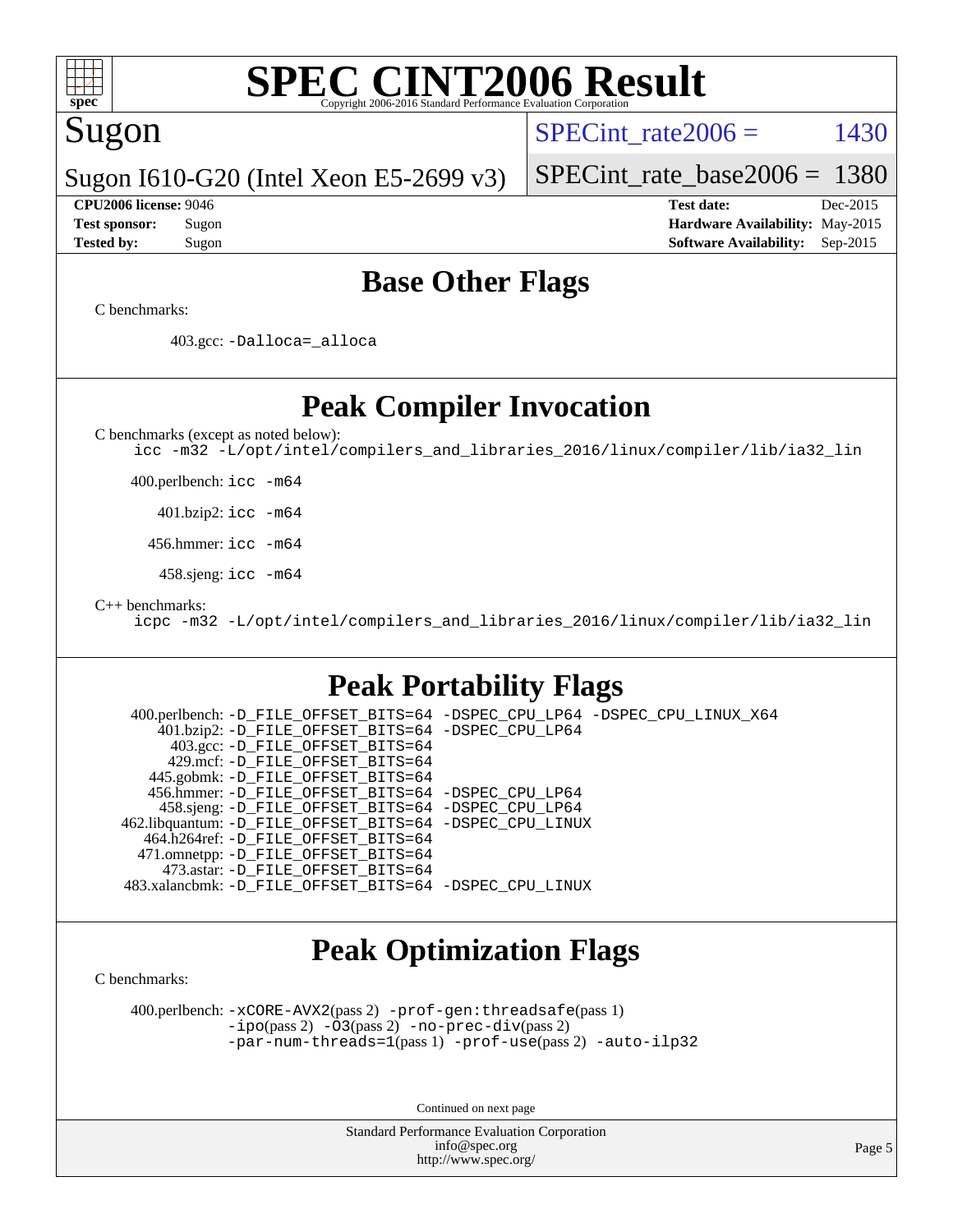# SPEC CINT2006 Result

Copyright 2006-2016 Standard Performance Evaluation Corporation

## Sugon

**Sugon I610-G20 (Intel Xeon E5-2699 v3)**

SPECint_rate2006 = 1430

SPECint_rate_base2006 = 1380

| | | | |
|---|---|---|---|
| **CPU2006 license:** | 9046 | **Test date:** | Dec-2015 |
| **Test sponsor:** | Sugon | **Hardware Availability:** | May-2015 |
| **Tested by:** | Sugon | **Software Availability:** | Sep-2015 |

## Base Other Flags

C benchmarks:

403.gcc: `-Dalloca=_alloca`

## Peak Compiler Invocation

C benchmarks (except as noted below):

`icc -m32 -L/opt/intel/compilers_and_libraries_2016/linux/compiler/lib/ia32_lin`

400.perlbench: `icc -m64`

401.bzip2: `icc -m64`

456.hmmer: `icc -m64`

458.sjeng: `icc -m64`

C++ benchmarks:

`icpc -m32 -L/opt/intel/compilers_and_libraries_2016/linux/compiler/lib/ia32_lin`

## Peak Portability Flags

400.perlbench: `-D_FILE_OFFSET_BITS=64 -DSPEC_CPU_LP64 -DSPEC_CPU_LINUX_X64`
401.bzip2: `-D_FILE_OFFSET_BITS=64 -DSPEC_CPU_LP64`
403.gcc: `-D_FILE_OFFSET_BITS=64`
429.mcf: `-D_FILE_OFFSET_BITS=64`
445.gobmk: `-D_FILE_OFFSET_BITS=64`
456.hmmer: `-D_FILE_OFFSET_BITS=64 -DSPEC_CPU_LP64`
458.sjeng: `-D_FILE_OFFSET_BITS=64 -DSPEC_CPU_LP64`
462.libquantum: `-D_FILE_OFFSET_BITS=64 -DSPEC_CPU_LINUX`
464.h264ref: `-D_FILE_OFFSET_BITS=64`
471.omnetpp: `-D_FILE_OFFSET_BITS=64`
473.astar: `-D_FILE_OFFSET_BITS=64`
483.xalancbmk: `-D_FILE_OFFSET_BITS=64 -DSPEC_CPU_LINUX`

## Peak Optimization Flags

C benchmarks:

400.perlbench: `-xCORE-AVX2`(pass 2) `-prof-gen:threadsafe`(pass 1) `-ipo`(pass 2) `-O3`(pass 2) `-no-prec-div`(pass 2) `-par-num-threads=1`(pass 1) `-prof-use`(pass 2) `-auto-ilp32`

Continued on next page

Standard Performance Evaluation Corporation
info@spec.org
http://www.spec.org/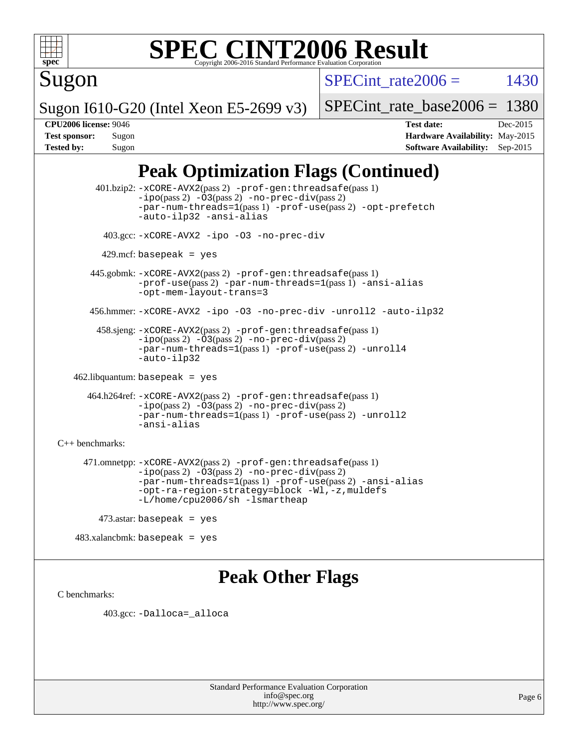# SPEC CINT2006 Result

Copyright 2006-2016 Standard Performance Evaluation Corporation

## Sugon

Sugon I610-G20 (Intel Xeon E5-2699 v3)

SPECint_rate2006 = 1430

SPECint_rate_base2006 = 1380

| | | | |
|---|---|---|---|
| **CPU2006 license:** | 9046 | **Test date:** | Dec-2015 |
| **Test sponsor:** | Sugon | **Hardware Availability:** | May-2015 |
| **Tested by:** | Sugon | **Software Availability:** | Sep-2015 |

## Peak Optimization Flags (Continued)

401.bzip2: `-xCORE-AVX2`(pass 2) `-prof-gen:threadsafe`(pass 1) `-ipo`(pass 2) `-O3`(pass 2) `-no-prec-div`(pass 2) `-par-num-threads=1`(pass 1) `-prof-use`(pass 2) `-opt-prefetch` `-auto-ilp32` `-ansi-alias`

403.gcc: `-xCORE-AVX2 -ipo -O3 -no-prec-div`

429.mcf: `basepeak = yes`

445.gobmk: `-xCORE-AVX2`(pass 2) `-prof-gen:threadsafe`(pass 1) `-prof-use`(pass 2) `-par-num-threads=1`(pass 1) `-ansi-alias` `-opt-mem-layout-trans=3`

456.hmmer: `-xCORE-AVX2 -ipo -O3 -no-prec-div -unroll2 -auto-ilp32`

458.sjeng: `-xCORE-AVX2`(pass 2) `-prof-gen:threadsafe`(pass 1) `-ipo`(pass 2) `-O3`(pass 2) `-no-prec-div`(pass 2) `-par-num-threads=1`(pass 1) `-prof-use`(pass 2) `-unroll4` `-auto-ilp32`

462.libquantum: `basepeak = yes`

464.h264ref: `-xCORE-AVX2`(pass 2) `-prof-gen:threadsafe`(pass 1) `-ipo`(pass 2) `-O3`(pass 2) `-no-prec-div`(pass 2) `-par-num-threads=1`(pass 1) `-prof-use`(pass 2) `-unroll2` `-ansi-alias`

C++ benchmarks:

471.omnetpp: `-xCORE-AVX2`(pass 2) `-prof-gen:threadsafe`(pass 1) `-ipo`(pass 2) `-O3`(pass 2) `-no-prec-div`(pass 2) `-par-num-threads=1`(pass 1) `-prof-use`(pass 2) `-ansi-alias` `-opt-ra-region-strategy=block -Wl,-z,muldefs` `-L/home/cpu2006/sh -lsmartheap`

473.astar: `basepeak = yes`

483.xalancbmk: `basepeak = yes`

## Peak Other Flags

C benchmarks:

403.gcc: `-Dalloca=_alloca`

Standard Performance Evaluation Corporation
info@spec.org
http://www.spec.org/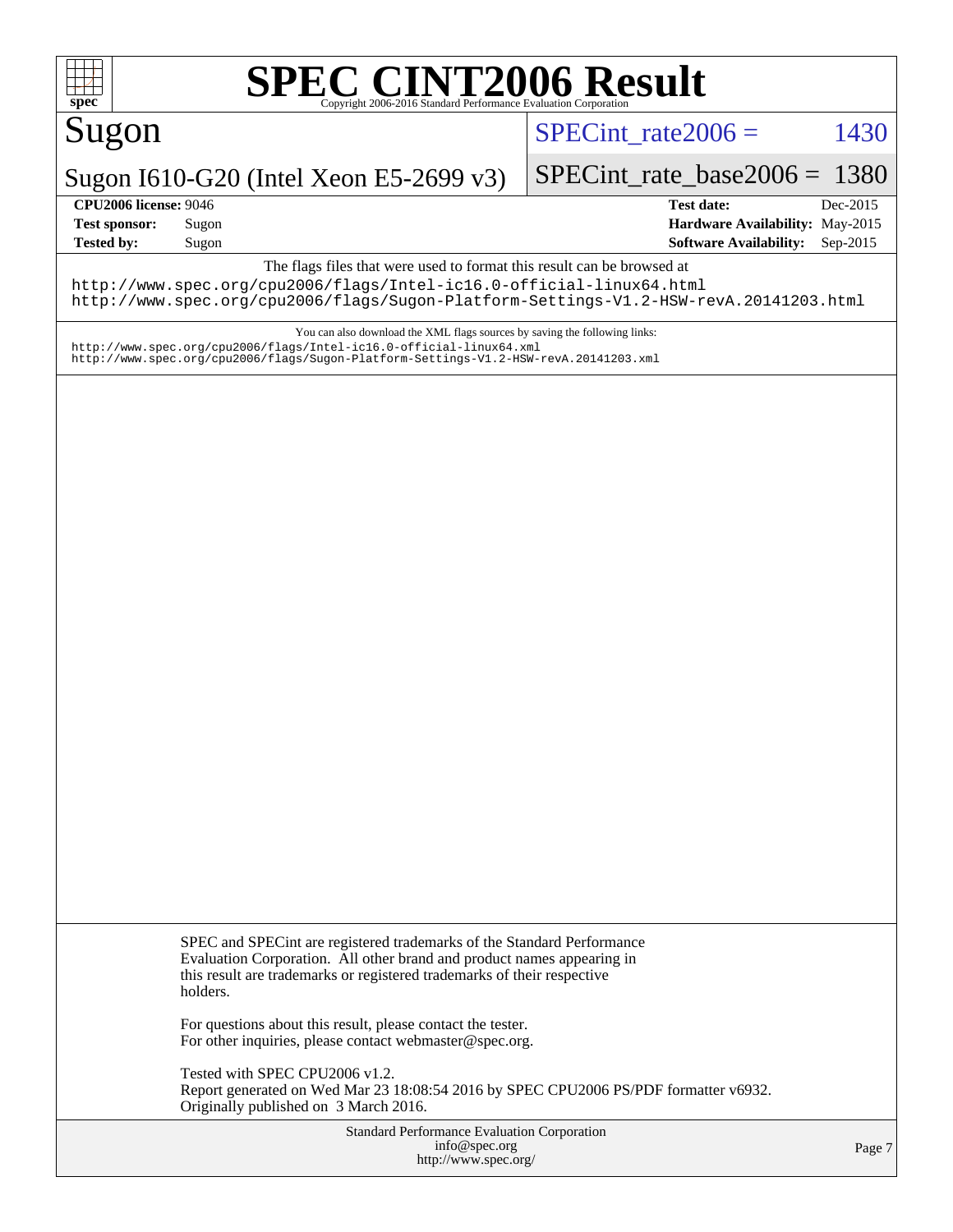# SPEC CINT2006 Result

Copyright 2006-2016 Standard Performance Evaluation Corporation

## Sugon

Sugon I610-G20 (Intel Xeon E5-2699 v3)

SPECint_rate2006 = 1430

SPECint_rate_base2006 = 1380

**CPU2006 license:** 9046
**Test sponsor:** Sugon
**Tested by:** Sugon

**Test date:** Dec-2015
**Hardware Availability:** May-2015
**Software Availability:** Sep-2015

The flags files that were used to format this result can be browsed at

http://www.spec.org/cpu2006/flags/Intel-ic16.0-official-linux64.html
http://www.spec.org/cpu2006/flags/Sugon-Platform-Settings-V1.2-HSW-revA.20141203.html

You can also download the XML flags sources by saving the following links:

http://www.spec.org/cpu2006/flags/Intel-ic16.0-official-linux64.xml
http://www.spec.org/cpu2006/flags/Sugon-Platform-Settings-V1.2-HSW-revA.20141203.xml

SPEC and SPECint are registered trademarks of the Standard Performance Evaluation Corporation. All other brand and product names appearing in this result are trademarks or registered trademarks of their respective holders.

For questions about this result, please contact the tester.
For other inquiries, please contact webmaster@spec.org.

Tested with SPEC CPU2006 v1.2.
Report generated on Wed Mar 23 18:08:54 2016 by SPEC CPU2006 PS/PDF formatter v6932.
Originally published on 3 March 2016.